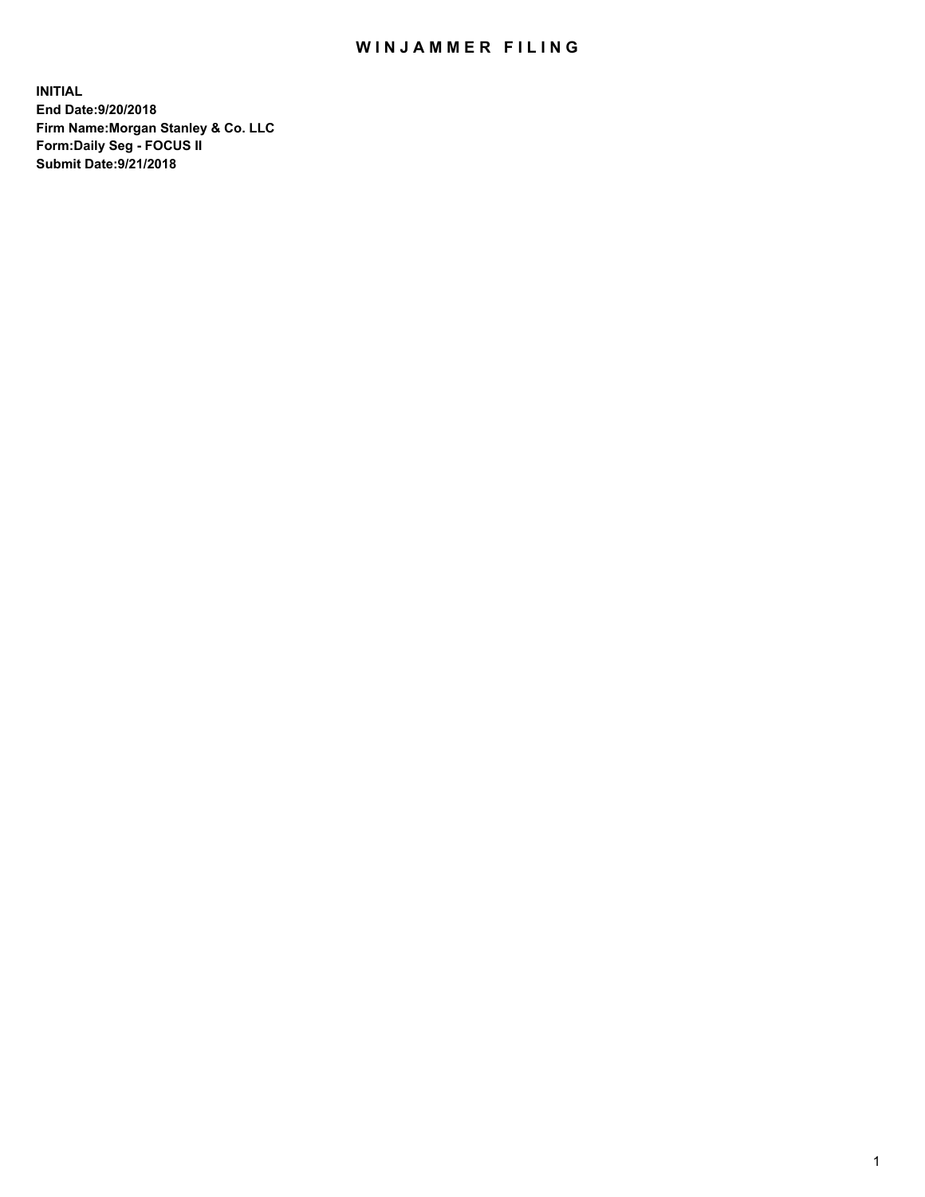# WINJAMMER FILING

**INITIAL**
**End Date:9/20/2018**
**Firm Name:Morgan Stanley & Co. LLC**
**Form:Daily Seg - FOCUS II**
**Submit Date:9/21/2018**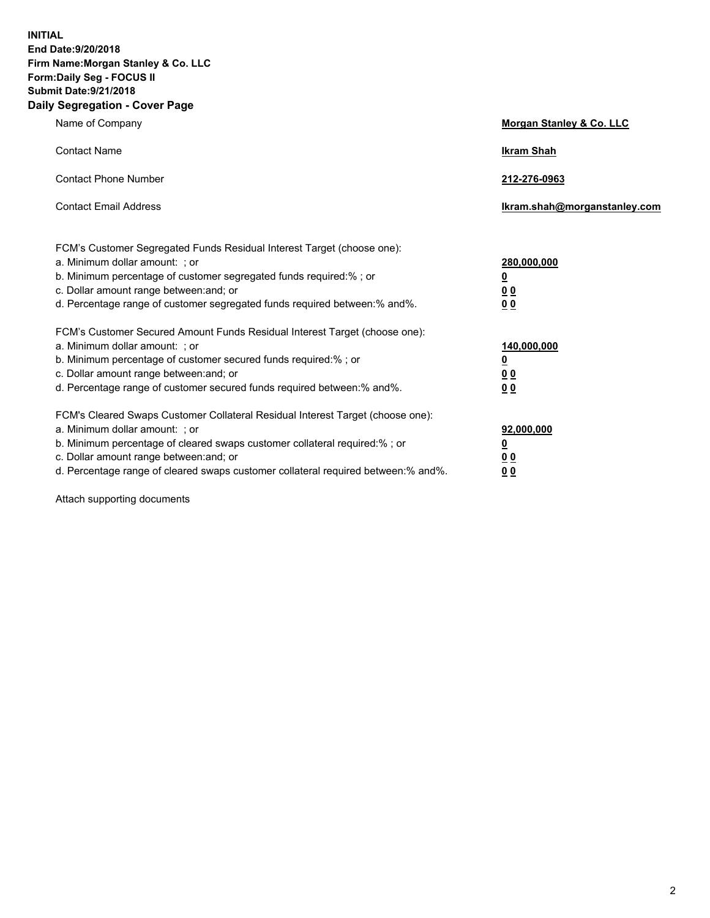**INITIAL**
**End Date:9/20/2018**
**Firm Name:Morgan Stanley & Co. LLC**
**Form:Daily Seg - FOCUS II**
**Submit Date:9/21/2018**
**Daily Segregation - Cover Page**

| | |
|---|---|
| Name of Company | **Morgan Stanley & Co. LLC** |
| Contact Name | **Ikram Shah** |
| Contact Phone Number | **212-276-0963** |
| Contact Email Address | **Ikram.shah@morganstanley.com** |

| | |
|---|---|
| FCM's Customer Segregated Funds Residual Interest Target (choose one): | |
| a. Minimum dollar amount: ; or | **280,000,000** |
| b. Minimum percentage of customer segregated funds required:% ; or | **0** |
| c. Dollar amount range between:and; or | **0 0** |
| d. Percentage range of customer segregated funds required between:% and%. | **0 0** |
| FCM's Customer Secured Amount Funds Residual Interest Target (choose one): | |
| a. Minimum dollar amount: ; or | **140,000,000** |
| b. Minimum percentage of customer secured funds required:% ; or | **0** |
| c. Dollar amount range between:and; or | **0 0** |
| d. Percentage range of customer secured funds required between:% and%. | **0 0** |
| FCM's Cleared Swaps Customer Collateral Residual Interest Target (choose one): | |
| a. Minimum dollar amount: ; or | **92,000,000** |
| b. Minimum percentage of cleared swaps customer collateral required:% ; or | **0** |
| c. Dollar amount range between:and; or | **0 0** |
| d. Percentage range of cleared swaps customer collateral required between:% and%. | **0 0** |

Attach supporting documents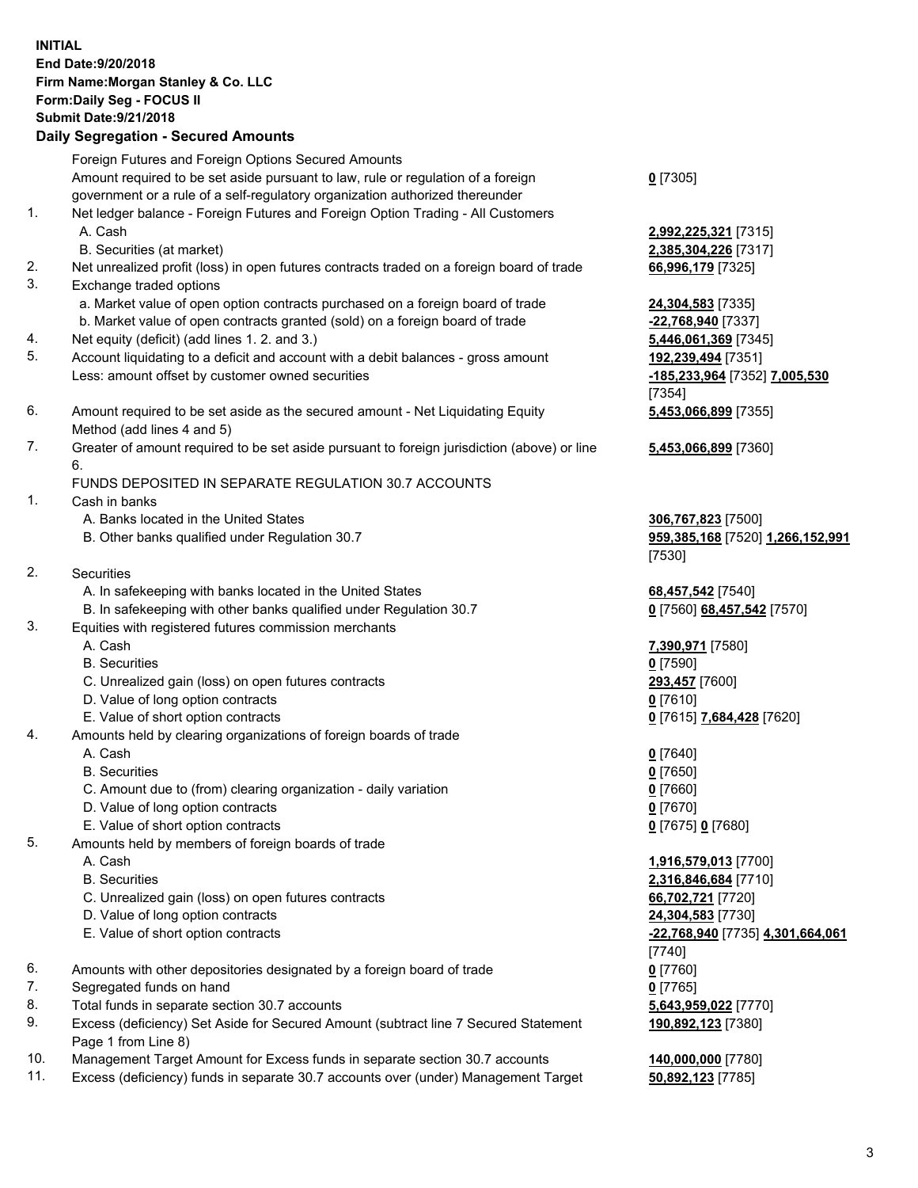**INITIAL**
**End Date:9/20/2018**
**Firm Name:Morgan Stanley & Co. LLC**
**Form:Daily Seg - FOCUS II**
**Submit Date:9/21/2018**

## Daily Segregation - Secured Amounts

| | | |
|---|---|---|
| | Foreign Futures and Foreign Options Secured Amounts | |
| | Amount required to be set aside pursuant to law, rule or regulation of a foreign government or a rule of a self-regulatory organization authorized thereunder | **0** [7305] |
| 1. | Net ledger balance - Foreign Futures and Foreign Option Trading - All Customers | |
| | A. Cash | **2,992,225,321** [7315] |
| | B. Securities (at market) | **2,385,304,226** [7317] |
| 2. | Net unrealized profit (loss) in open futures contracts traded on a foreign board of trade | **66,996,179** [7325] |
| 3. | Exchange traded options | |
| | a. Market value of open option contracts purchased on a foreign board of trade | **24,304,583** [7335] |
| | b. Market value of open contracts granted (sold) on a foreign board of trade | **-22,768,940** [7337] |
| 4. | Net equity (deficit) (add lines 1. 2. and 3.) | **5,446,061,369** [7345] |
| 5. | Account liquidating to a deficit and account with a debit balances - gross amount | **192,239,494** [7351] |
| | Less: amount offset by customer owned securities | **-185,233,964** [7352] **7,005,530** [7354] |
| 6. | Amount required to be set aside as the secured amount - Net Liquidating Equity Method (add lines 4 and 5) | **5,453,066,899** [7355] |
| 7. | Greater of amount required to be set aside pursuant to foreign jurisdiction (above) or line 6. | **5,453,066,899** [7360] |
| | FUNDS DEPOSITED IN SEPARATE REGULATION 30.7 ACCOUNTS | |
| 1. | Cash in banks | |
| | A. Banks located in the United States | **306,767,823** [7500] |
| | B. Other banks qualified under Regulation 30.7 | **959,385,168** [7520] **1,266,152,991** [7530] |
| 2. | Securities | |
| | A. In safekeeping with banks located in the United States | **68,457,542** [7540] |
| | B. In safekeeping with other banks qualified under Regulation 30.7 | **0** [7560] **68,457,542** [7570] |
| 3. | Equities with registered futures commission merchants | |
| | A. Cash | **7,390,971** [7580] |
| | B. Securities | **0** [7590] |
| | C. Unrealized gain (loss) on open futures contracts | **293,457** [7600] |
| | D. Value of long option contracts | **0** [7610] |
| | E. Value of short option contracts | **0** [7615] **7,684,428** [7620] |
| 4. | Amounts held by clearing organizations of foreign boards of trade | |
| | A. Cash | **0** [7640] |
| | B. Securities | **0** [7650] |
| | C. Amount due to (from) clearing organization - daily variation | **0** [7660] |
| | D. Value of long option contracts | **0** [7670] |
| | E. Value of short option contracts | **0** [7675] **0** [7680] |
| 5. | Amounts held by members of foreign boards of trade | |
| | A. Cash | **1,916,579,013** [7700] |
| | B. Securities | **2,316,846,684** [7710] |
| | C. Unrealized gain (loss) on open futures contracts | **66,702,721** [7720] |
| | D. Value of long option contracts | **24,304,583** [7730] |
| | E. Value of short option contracts | **-22,768,940** [7735] **4,301,664,061** [7740] |
| 6. | Amounts with other depositories designated by a foreign board of trade | **0** [7760] |
| 7. | Segregated funds on hand | **0** [7765] |
| 8. | Total funds in separate section 30.7 accounts | **5,643,959,022** [7770] |
| 9. | Excess (deficiency) Set Aside for Secured Amount (subtract line 7 Secured Statement Page 1 from Line 8) | **190,892,123** [7380] |
| 10. | Management Target Amount for Excess funds in separate section 30.7 accounts | **140,000,000** [7780] |
| 11. | Excess (deficiency) funds in separate 30.7 accounts over (under) Management Target | **50,892,123** [7785] |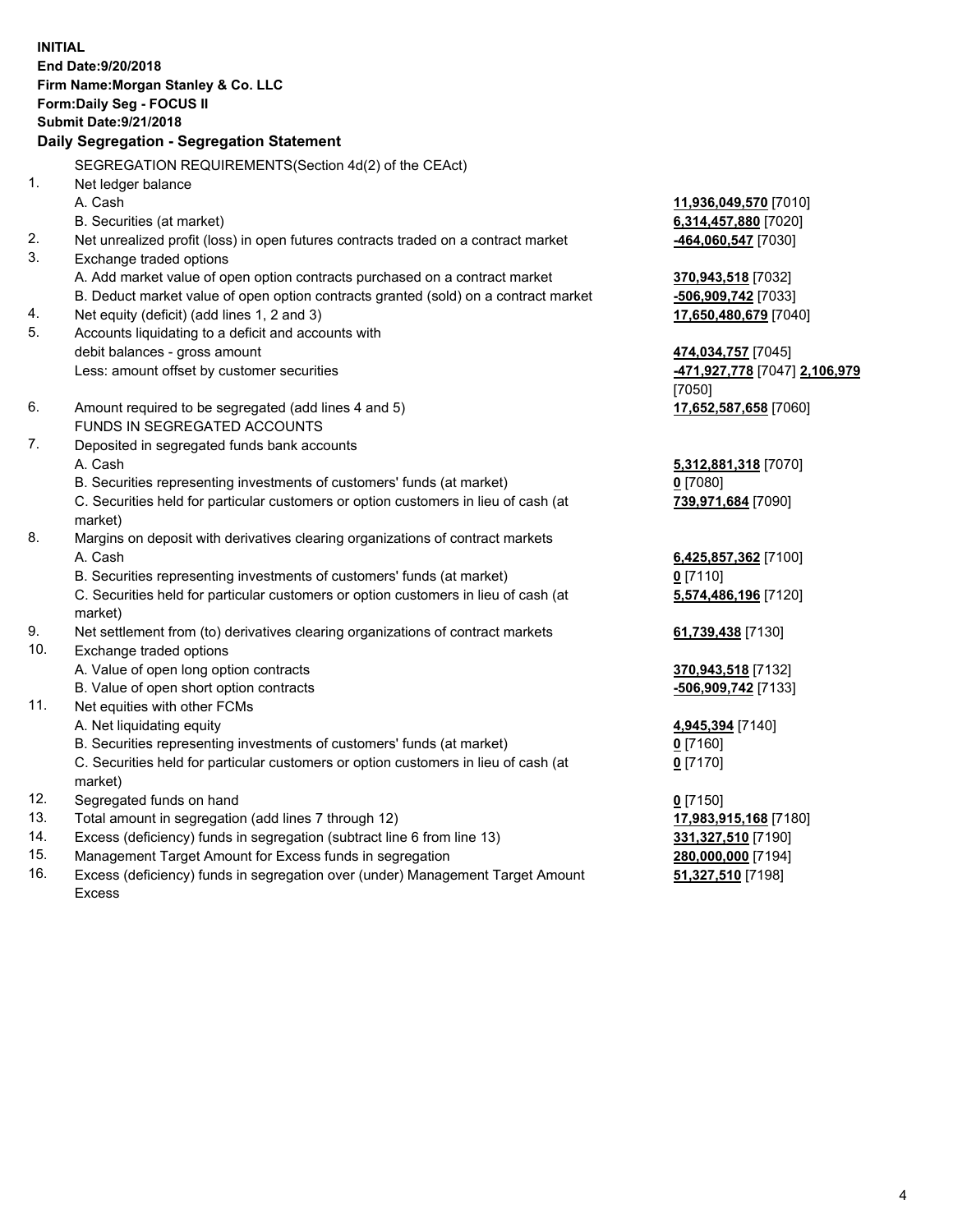**INITIAL**
**End Date:9/20/2018**
**Firm Name:Morgan Stanley & Co. LLC**
**Form:Daily Seg - FOCUS II**
**Submit Date:9/21/2018**

## Daily Segregation - Segregation Statement

SEGREGATION REQUIREMENTS(Section 4d(2) of the CEAct)

| | | |
|---|---|---|
| 1. | Net ledger balance | |
| | A. Cash | **11,936,049,570** [7010] |
| | B. Securities (at market) | **6,314,457,880** [7020] |
| 2. | Net unrealized profit (loss) in open futures contracts traded on a contract market | **-464,060,547** [7030] |
| 3. | Exchange traded options | |
| | A. Add market value of open option contracts purchased on a contract market | **370,943,518** [7032] |
| | B. Deduct market value of open option contracts granted (sold) on a contract market | **-506,909,742** [7033] |
| 4. | Net equity (deficit) (add lines 1, 2 and 3) | **17,650,480,679** [7040] |
| 5. | Accounts liquidating to a deficit and accounts with debit balances - gross amount | **474,034,757** [7045] |
| | Less: amount offset by customer securities | **-471,927,778** [7047] **2,106,979** [7050] |
| 6. | Amount required to be segregated (add lines 4 and 5) | **17,652,587,658** [7060] |
| | FUNDS IN SEGREGATED ACCOUNTS | |
| 7. | Deposited in segregated funds bank accounts | |
| | A. Cash | **5,312,881,318** [7070] |
| | B. Securities representing investments of customers' funds (at market) | **0** [7080] |
| | C. Securities held for particular customers or option customers in lieu of cash (at market) | **739,971,684** [7090] |
| 8. | Margins on deposit with derivatives clearing organizations of contract markets | |
| | A. Cash | **6,425,857,362** [7100] |
| | B. Securities representing investments of customers' funds (at market) | **0** [7110] |
| | C. Securities held for particular customers or option customers in lieu of cash (at market) | **5,574,486,196** [7120] |
| 9. | Net settlement from (to) derivatives clearing organizations of contract markets | **61,739,438** [7130] |
| 10. | Exchange traded options | |
| | A. Value of open long option contracts | **370,943,518** [7132] |
| | B. Value of open short option contracts | **-506,909,742** [7133] |
| 11. | Net equities with other FCMs | |
| | A. Net liquidating equity | **4,945,394** [7140] |
| | B. Securities representing investments of customers' funds (at market) | **0** [7160] |
| | C. Securities held for particular customers or option customers in lieu of cash (at market) | **0** [7170] |
| 12. | Segregated funds on hand | **0** [7150] |
| 13. | Total amount in segregation (add lines 7 through 12) | **17,983,915,168** [7180] |
| 14. | Excess (deficiency) funds in segregation (subtract line 6 from line 13) | **331,327,510** [7190] |
| 15. | Management Target Amount for Excess funds in segregation | **280,000,000** [7194] |
| 16. | Excess (deficiency) funds in segregation over (under) Management Target Amount Excess | **51,327,510** [7198] |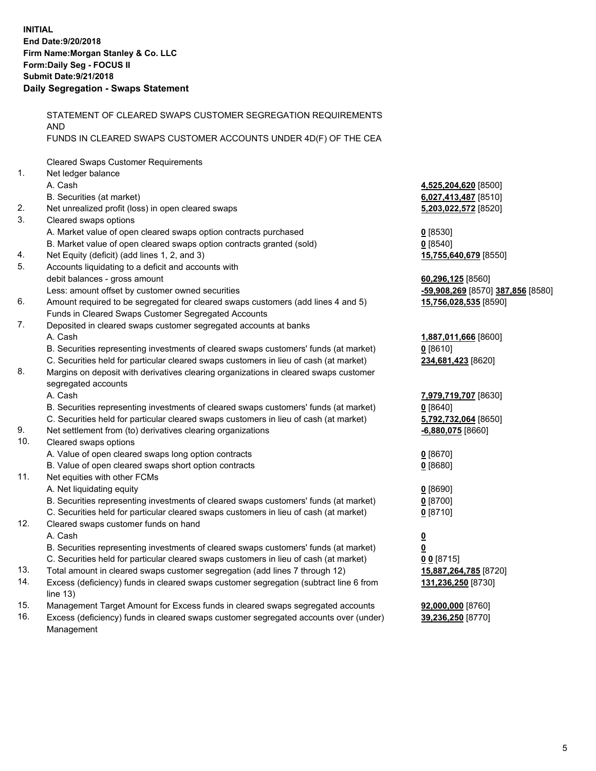**INITIAL**
**End Date:9/20/2018**
**Firm Name:Morgan Stanley & Co. LLC**
**Form:Daily Seg - FOCUS II**
**Submit Date:9/21/2018**
**Daily Segregation - Swaps Statement**

STATEMENT OF CLEARED SWAPS CUSTOMER SEGREGATION REQUIREMENTS AND FUNDS IN CLEARED SWAPS CUSTOMER ACCOUNTS UNDER 4D(F) OF THE CEA

| | | |
|---|---|---|
| | Cleared Swaps Customer Requirements | |
| 1. | Net ledger balance | |
| | A. Cash | **4,525,204,620** [8500] |
| | B. Securities (at market) | **6,027,413,487** [8510] |
| 2. | Net unrealized profit (loss) in open cleared swaps | **5,203,022,572** [8520] |
| 3. | Cleared swaps options | |
| | A. Market value of open cleared swaps option contracts purchased | **0** [8530] |
| | B. Market value of open cleared swaps option contracts granted (sold) | **0** [8540] |
| 4. | Net Equity (deficit) (add lines 1, 2, and 3) | **15,755,640,679** [8550] |
| 5. | Accounts liquidating to a deficit and accounts with debit balances - gross amount | **60,296,125** [8560] |
| | Less: amount offset by customer owned securities | **-59,908,269** [8570] **387,856** [8580] |
| 6. | Amount required to be segregated for cleared swaps customers (add lines 4 and 5) | **15,756,028,535** [8590] |
| | Funds in Cleared Swaps Customer Segregated Accounts | |
| 7. | Deposited in cleared swaps customer segregated accounts at banks | |
| | A. Cash | **1,887,011,666** [8600] |
| | B. Securities representing investments of cleared swaps customers' funds (at market) | **0** [8610] |
| | C. Securities held for particular cleared swaps customers in lieu of cash (at market) | **234,681,423** [8620] |
| 8. | Margins on deposit with derivatives clearing organizations in cleared swaps customer segregated accounts | |
| | A. Cash | **7,979,719,707** [8630] |
| | B. Securities representing investments of cleared swaps customers' funds (at market) | **0** [8640] |
| | C. Securities held for particular cleared swaps customers in lieu of cash (at market) | **5,792,732,064** [8650] |
| 9. | Net settlement from (to) derivatives clearing organizations | **-6,880,075** [8660] |
| 10. | Cleared swaps options | |
| | A. Value of open cleared swaps long option contracts | **0** [8670] |
| | B. Value of open cleared swaps short option contracts | **0** [8680] |
| 11. | Net equities with other FCMs | |
| | A. Net liquidating equity | **0** [8690] |
| | B. Securities representing investments of cleared swaps customers' funds (at market) | **0** [8700] |
| | C. Securities held for particular cleared swaps customers in lieu of cash (at market) | **0** [8710] |
| 12. | Cleared swaps customer funds on hand | |
| | A. Cash | **0** |
| | B. Securities representing investments of cleared swaps customers' funds (at market) | **0** |
| | C. Securities held for particular cleared swaps customers in lieu of cash (at market) | **0** **0** [8715] |
| 13. | Total amount in cleared swaps customer segregation (add lines 7 through 12) | **15,887,264,785** [8720] |
| 14. | Excess (deficiency) funds in cleared swaps customer segregation (subtract line 6 from line 13) | **131,236,250** [8730] |
| 15. | Management Target Amount for Excess funds in cleared swaps segregated accounts | **92,000,000** [8760] |
| 16. | Excess (deficiency) funds in cleared swaps customer segregated accounts over (under) Management | **39,236,250** [8770] |